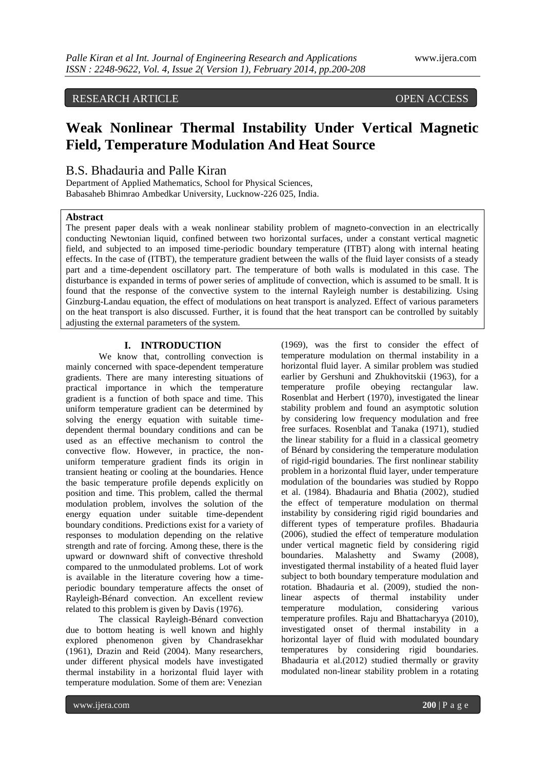RESEARCH ARTICLE OPEN ACCESS

# Weak Nonlinear Thermal Instability Under Vertical Magnetic Field, Temperature Modulation And Heat Source

B.S. Bhadauria and Palle Kiran

Department of Applied Mathematics, School for Physical Sciences,
Babasaheb Bhimrao Ambedkar University, Lucknow-226 025, India.

## Abstract

The present paper deals with a weak nonlinear stability problem of magneto-convection in an electrically conducting Newtonian liquid, confined between two horizontal surfaces, under a constant vertical magnetic field, and subjected to an imposed time-periodic boundary temperature (ITBT) along with internal heating effects. In the case of (ITBT), the temperature gradient between the walls of the fluid layer consists of a steady part and a time-dependent oscillatory part. The temperature of both walls is modulated in this case. The disturbance is expanded in terms of power series of amplitude of convection, which is assumed to be small. It is found that the response of the convective system to the internal Rayleigh number is destabilizing. Using Ginzburg-Landau equation, the effect of modulations on heat transport is analyzed. Effect of various parameters on the heat transport is also discussed. Further, it is found that the heat transport can be controlled by suitably adjusting the external parameters of the system.

## I. INTRODUCTION

We know that, controlling convection is mainly concerned with space-dependent temperature gradients. There are many interesting situations of practical importance in which the temperature gradient is a function of both space and time. This uniform temperature gradient can be determined by solving the energy equation with suitable time-dependent thermal boundary conditions and can be used as an effective mechanism to control the convective flow. However, in practice, the non-uniform temperature gradient finds its origin in transient heating or cooling at the boundaries. Hence the basic temperature profile depends explicitly on position and time. This problem, called the thermal modulation problem, involves the solution of the energy equation under suitable time-dependent boundary conditions. Predictions exist for a variety of responses to modulation depending on the relative strength and rate of forcing. Among these, there is the upward or downward shift of convective threshold compared to the unmodulated problems. Lot of work is available in the literature covering how a time-periodic boundary temperature affects the onset of Rayleigh-Bénard convection. An excellent review related to this problem is given by Davis (1976).

The classical Rayleigh-Bénard convection due to bottom heating is well known and highly explored phenomenon given by Chandrasekhar (1961), Drazin and Reid (2004). Many researchers, under different physical models have investigated thermal instability in a horizontal fluid layer with temperature modulation. Some of them are: Venezian (1969), was the first to consider the effect of temperature modulation on thermal instability in a horizontal fluid layer. A similar problem was studied earlier by Gershuni and Zhukhovitskii (1963), for a temperature profile obeying rectangular law. Rosenblat and Herbert (1970), investigated the linear stability problem and found an asymptotic solution by considering low frequency modulation and free free surfaces. Rosenblat and Tanaka (1971), studied the linear stability for a fluid in a classical geometry of Bénard by considering the temperature modulation of rigid-rigid boundaries. The first nonlinear stability problem in a horizontal fluid layer, under temperature modulation of the boundaries was studied by Roppo et al. (1984). Bhadauria and Bhatia (2002), studied the effect of temperature modulation on thermal instability by considering rigid rigid boundaries and different types of temperature profiles. Bhadauria (2006), studied the effect of temperature modulation under vertical magnetic field by considering rigid boundaries. Malashetty and Swamy (2008), investigated thermal instability of a heated fluid layer subject to both boundary temperature modulation and rotation. Bhadauria et al. (2009), studied the non-linear aspects of thermal instability under temperature modulation, considering various temperature profiles. Raju and Bhattacharyya (2010), investigated onset of thermal instability in a horizontal layer of fluid with modulated boundary temperatures by considering rigid boundaries. Bhadauria et al.(2012) studied thermally or gravity modulated non-linear stability problem in a rotating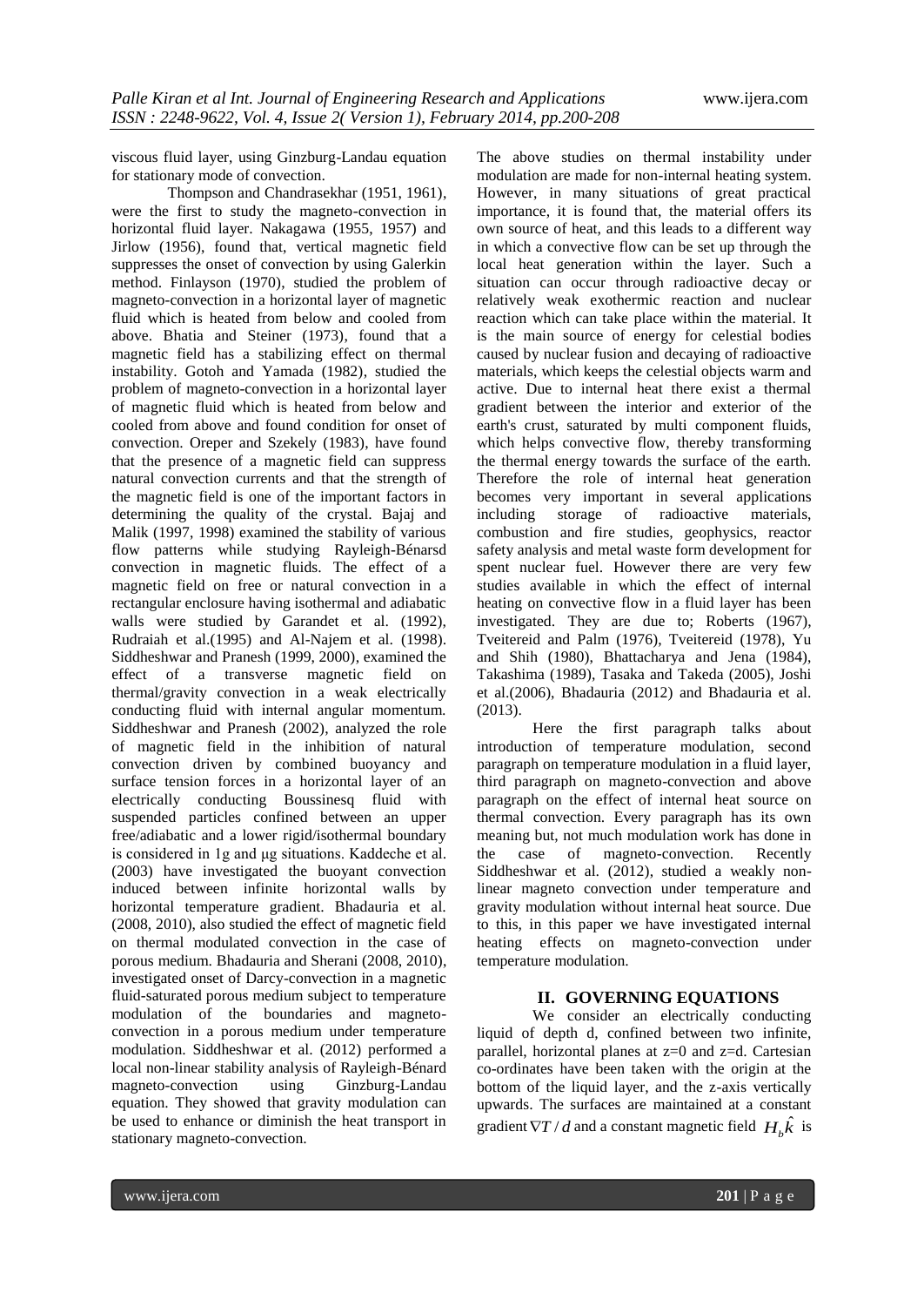viscous fluid layer, using Ginzburg-Landau equation for stationary mode of convection.

Thompson and Chandrasekhar (1951, 1961), were the first to study the magneto-convection in horizontal fluid layer. Nakagawa (1955, 1957) and Jirlow (1956), found that, vertical magnetic field suppresses the onset of convection by using Galerkin method. Finlayson (1970), studied the problem of magneto-convection in a horizontal layer of magnetic fluid which is heated from below and cooled from above. Bhatia and Steiner (1973), found that a magnetic field has a stabilizing effect on thermal instability. Gotoh and Yamada (1982), studied the problem of magneto-convection in a horizontal layer of magnetic fluid which is heated from below and cooled from above and found condition for onset of convection. Oreper and Szekely (1983), have found that the presence of a magnetic field can suppress natural convection currents and that the strength of the magnetic field is one of the important factors in determining the quality of the crystal. Bajaj and Malik (1997, 1998) examined the stability of various flow patterns while studying Rayleigh-Bénarsd convection in magnetic fluids. The effect of a magnetic field on free or natural convection in a rectangular enclosure having isothermal and adiabatic walls were studied by Garandet et al. (1992), Rudraiah et al.(1995) and Al-Najem et al. (1998). Siddheshwar and Pranesh (1999, 2000), examined the effect of a transverse magnetic field on thermal/gravity convection in a weak electrically conducting fluid with internal angular momentum. Siddheshwar and Pranesh (2002), analyzed the role of magnetic field in the inhibition of natural convection driven by combined buoyancy and surface tension forces in a horizontal layer of an electrically conducting Boussinesq fluid with suspended particles confined between an upper free/adiabatic and a lower rigid/isothermal boundary is considered in 1g and μg situations. Kaddeche et al. (2003) have investigated the buoyant convection induced between infinite horizontal walls by horizontal temperature gradient. Bhadauria et al. (2008, 2010), also studied the effect of magnetic field on thermal modulated convection in the case of porous medium. Bhadauria and Sherani (2008, 2010), investigated onset of Darcy-convection in a magnetic fluid-saturated porous medium subject to temperature modulation of the boundaries and magneto-convection in a porous medium under temperature modulation. Siddheshwar et al. (2012) performed a local non-linear stability analysis of Rayleigh-Bénard magneto-convection using Ginzburg-Landau equation. They showed that gravity modulation can be used to enhance or diminish the heat transport in stationary magneto-convection.

The above studies on thermal instability under modulation are made for non-internal heating system. However, in many situations of great practical importance, it is found that, the material offers its own source of heat, and this leads to a different way in which a convective flow can be set up through the local heat generation within the layer. Such a situation can occur through radioactive decay or relatively weak exothermic reaction and nuclear reaction which can take place within the material. It is the main source of energy for celestial bodies caused by nuclear fusion and decaying of radioactive materials, which keeps the celestial objects warm and active. Due to internal heat there exist a thermal gradient between the interior and exterior of the earth's crust, saturated by multi component fluids, which helps convective flow, thereby transforming the thermal energy towards the surface of the earth. Therefore the role of internal heat generation becomes very important in several applications including storage of radioactive materials, combustion and fire studies, geophysics, reactor safety analysis and metal waste form development for spent nuclear fuel. However there are very few studies available in which the effect of internal heating on convective flow in a fluid layer has been investigated. They are due to; Roberts (1967), Tveitereid and Palm (1976), Tveitereid (1978), Yu and Shih (1980), Bhattacharya and Jena (1984), Takashima (1989), Tasaka and Takeda (2005), Joshi et al.(2006), Bhadauria (2012) and Bhadauria et al. (2013).

Here the first paragraph talks about introduction of temperature modulation, second paragraph on temperature modulation in a fluid layer, third paragraph on magneto-convection and above paragraph on the effect of internal heat source on thermal convection. Every paragraph has its own meaning but, not much modulation work has done in the case of magneto-convection. Recently Siddheshwar et al. (2012), studied a weakly non-linear magneto convection under temperature and gravity modulation without internal heat source. Due to this, in this paper we have investigated internal heating effects on magneto-convection under temperature modulation.

## II. GOVERNING EQUATIONS

We consider an electrically conducting liquid of depth d, confined between two infinite, parallel, horizontal planes at z=0 and z=d. Cartesian co-ordinates have been taken with the origin at the bottom of the liquid layer, and the z-axis vertically upwards. The surfaces are maintained at a constant gradient $\nabla T / d$ and a constant magnetic field $H_b \hat{k}$ is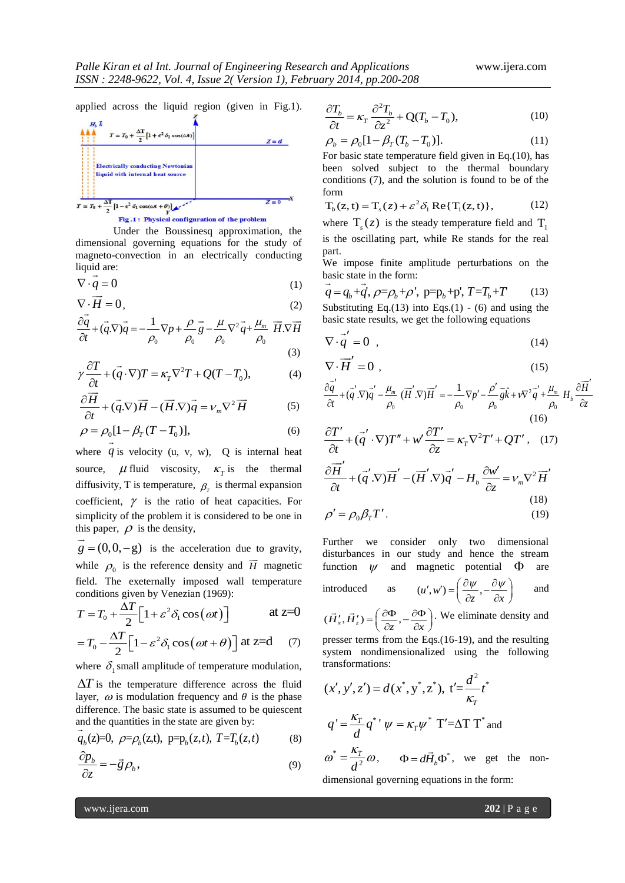applied across the liquid region (given in Fig.1).

Fig.1 : Physical configuration of the problem

Under the Boussinesq approximation, the dimensional governing equations for the study of magneto-convection in an electrically conducting liquid are:

$$\nabla \cdot \vec{q} = 0 \tag{1}$$

$$\nabla \cdot \vec{H} = 0, \tag{2}$$

$$\frac{\partial \vec{q}}{\partial t} + (\vec{q}.\nabla)\vec{q} = -\frac{1}{\rho_0}\nabla p + \frac{\rho}{\rho_0}\vec{g} - \frac{\mu}{\rho_0}\nabla^2\vec{q} + \frac{\mu_m}{\rho_0}\vec{H}.\nabla\vec{H} \tag{3}$$

$$\gamma\frac{\partial T}{\partial t} + (\vec{q}\cdot\nabla)T = \kappa_T\nabla^2 T + Q(T - T_0), \tag{4}$$

$$\frac{\partial \vec{H}}{\partial t} + (\vec{q}.\nabla)\vec{H} - (\vec{H}.\nabla)\vec{q} = \nu_m\nabla^2\vec{H} \tag{5}$$

$$\rho = \rho_0[1 - \beta_T(T - T_0)], \tag{6}$$

where $\vec{q}$ is velocity (u, v, w), Q is internal heat source, $\mu$ fluid viscosity, $\kappa_T$ is the thermal diffusivity, T is temperature, $\beta_T$ is thermal expansion coefficient, $\gamma$ is the ratio of heat capacities. For simplicity of the problem it is considered to be one in this paper, $\rho$ is the density,

$\vec{g} = (0, 0, -g)$ is the acceleration due to gravity, while $\rho_0$ is the reference density and $\vec{H}$ magnetic field. The exeternally imposed wall temperature conditions given by Venezian (1969):

$$T = T_0 + \frac{\Delta T}{2}\left[1 + \varepsilon^2\delta_1\cos(\omega t)\right] \quad \text{at } z=0$$

$$= T_0 - \frac{\Delta T}{2}\left[1 - \varepsilon^2\delta_1\cos(\omega t + \theta)\right] \text{ at } z=d \tag{7}$$

where $\delta_1$ small amplitude of temperature modulation, $\Delta T$ is the temperature difference across the fluid layer, $\omega$ is modulation frequency and $\theta$ is the phase difference. The basic state is assumed to be quiescent and the quantities in the state are given by:

$$\vec{q}_b(z) = 0,\ \rho = \rho_b(z,t),\ p = p_b(z,t),\ T = T_b(z,t) \tag{8}$$

$$\frac{\partial p_b}{\partial z} = -\vec{g}\rho_b, \tag{9}$$

$$\frac{\partial T_b}{\partial t} = \kappa_T\frac{\partial^2 T_b}{\partial z^2} + Q(T_b - T_0), \tag{10}$$

$$\rho_b = \rho_0[1 - \beta_T(T_b - T_0)]. \tag{11}$$

For basic state temperature field given in Eq.(10), has been solved subject the thermal boundary conditions (7), and the solution is found to be of the form

$$T_b(z,t) = T_s(z) + \varepsilon^2\delta_1\,\mathrm{Re}\{T_1(z,t)\}, \tag{12}$$

where $T_s(z)$ is the steady temperature field and $T_1$ is the oscillating part, while Re stands for the real part.

We impose finite amplitude perturbations on the basic state in the form:

$$\vec{q} = q_b + \vec{q}',\ \rho = \rho_b + \rho',\ p = p_b + p',\ T = T_b + T' \tag{13}$$

Substituting Eq.(13) into Eqs.(1) - (6) and using the basic state results, we get the following equations

$$\nabla \cdot \vec{q}' = 0\ , \tag{14}$$

$$\nabla \cdot \vec{H}' = 0\ , \tag{15}$$

$$\frac{\partial \vec{q}'}{\partial t} + (\vec{q}'.\nabla)\vec{q}' - \frac{\mu_m}{\rho_0}(\vec{H}'.\nabla)\vec{H}' = -\frac{1}{\rho_0}\nabla p' - \frac{\rho'}{\rho_0}g\hat{k} + \nu\nabla^2\vec{q}' + \frac{\mu_m}{\rho_0}H_b\frac{\partial \vec{H}'}{\partial z} \tag{16}$$

$$\frac{\partial T'}{\partial t} + (\vec{q}'\cdot\nabla)T'' + w'\frac{\partial T'}{\partial z} = \kappa_T\nabla^2 T' + QT'\ , \tag{17}$$

$$\frac{\partial \vec{H}'}{\partial t} + (\vec{q}'.\nabla)\vec{H}' - (\vec{H}'.\nabla)\vec{q}' - H_b\frac{\partial w'}{\partial z} = \nu_m\nabla^2\vec{H}' \tag{18}$$

$$\rho' = \rho_0\beta_T T'. \tag{19}$$

Further we consider only two dimensional disturbances in our study and hence the stream function $\psi$ and magnetic potential $\Phi$ are introduced as $(u', w') = \left(\frac{\partial \psi}{\partial z}, -\frac{\partial \psi}{\partial x}\right)$ and $(H_x', H_z') = \left(\frac{\partial \Phi}{\partial z}, -\frac{\partial \Phi}{\partial x}\right)$. We eliminate density and presser terms from the Eqs.(16-19), and the resulting system nondimensionalized using the following transformations:

$$(x', y', z') = d(x^*, y^*, z^*),\ t' = \frac{d^2}{\kappa_T}t^*$$

$$q' = \frac{\kappa_T}{d}q^{*}{}',\ \psi = \kappa_T\psi^*\ \ T' = \Delta T\ T^* \text{ and}$$

$\omega^* = \frac{\kappa_T}{d^2}\omega$, $\Phi = d\vec{H}_b\Phi^*$, we get the non-dimensional governing equations in the form: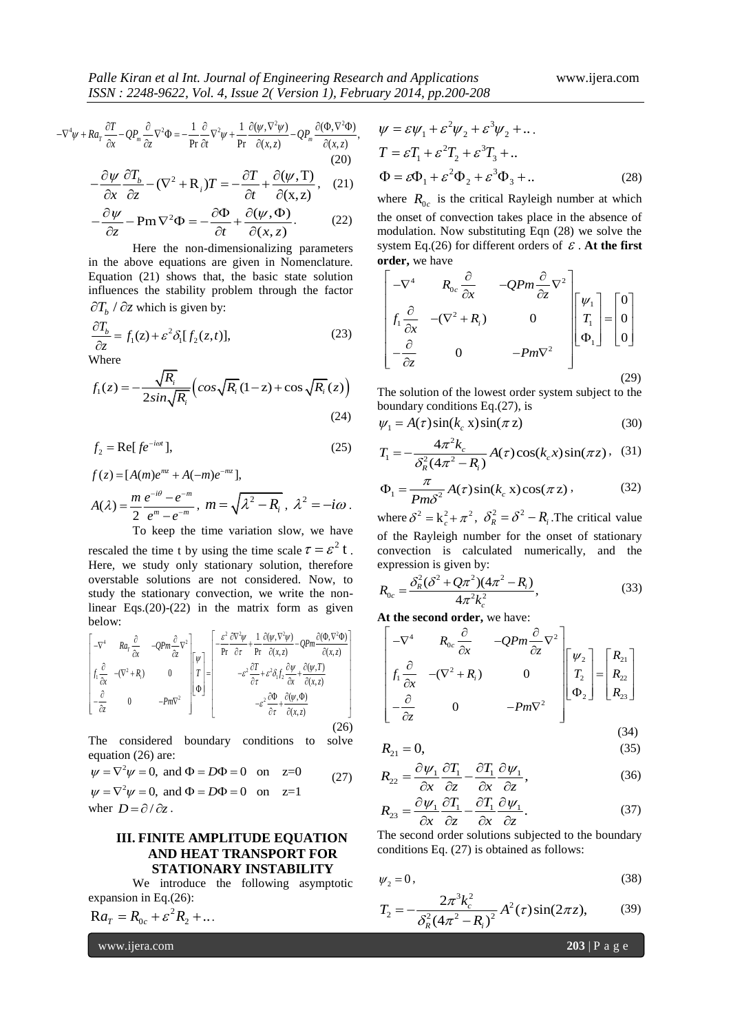$$-\nabla^4\psi + Ra_T\frac{\partial T}{\partial x} - QP_m\frac{\partial}{\partial z}\nabla^2\Phi = -\frac{1}{\Pr}\frac{\partial}{\partial t}\nabla^2\psi + \frac{1}{\Pr}\frac{\partial(\psi,\nabla^2\psi)}{\partial(x,z)} - QP_m\frac{\partial(\Phi,\nabla^2\Phi)}{\partial(x,z)}, \tag{20}$$

$$-\frac{\partial\psi}{\partial x}\frac{\partial T_b}{\partial z} - (\nabla^2 + \mathrm{R}_i)T = -\frac{\partial T}{\partial t} + \frac{\partial(\psi,\mathrm{T})}{\partial(\mathrm{x},\mathrm{z})}, \tag{21}$$

$$-\frac{\partial\psi}{\partial z} - \mathrm{Pm}\nabla^2\Phi = -\frac{\partial\Phi}{\partial t} + \frac{\partial(\psi,\Phi)}{\partial(x,z)}. \tag{22}$$

Here the non-dimensionalizing parameters in the above equations are given in Nomenclature. Equation (21) shows that, the basic state solution influences the stability problem through the factor $\partial T_b / \partial z$ which is given by:

$$\frac{\partial T_b}{\partial z} = f_1(\mathrm{z}) + \varepsilon^2\delta_1[f_2(z,t)], \tag{23}$$

Where

$$f_1(z) = -\frac{\sqrt{R_i}}{2sin\sqrt{R_i}}\left(cos\sqrt{R_i}(1-\mathrm{z}) + \cos\sqrt{R_i}(z)\right) \tag{24}$$

$$f_2 = \mathrm{Re}[fe^{-i\omega t}], \tag{25}$$

$$f(z) = [A(m)e^{mz} + A(-m)e^{-mz}],$$

$$A(\lambda) = \frac{m}{2}\frac{e^{-i\theta} - e^{-m}}{e^m - e^{-m}},\ m = \sqrt{\lambda^2 - R_i},\ \lambda^2 = -i\omega.$$

To keep the time variation slow, we have rescaled the time t by using the time scale $\tau = \varepsilon^2 \mathrm{t}$. Here, we study only stationary solution, therefore overstable solutions are not considered. Now, to study the stationary convection, we write the non-linear Eqs.(20)-(22) in the matrix form as given below:

$$\begin{bmatrix} -\nabla^4 & Ra_T\frac{\partial}{\partial x} & -QPm\frac{\partial}{\partial z}\nabla^2 \\ f_1\frac{\partial}{\partial x} & -(\nabla^2 + R_i) & 0 \\ -\frac{\partial}{\partial z} & 0 & -Pm\nabla^2 \end{bmatrix}\begin{bmatrix}\psi \\ T \\ \Phi\end{bmatrix} = \begin{bmatrix} -\frac{\varepsilon^2}{\Pr}\frac{\partial\nabla^2\psi}{\partial\tau} + \frac{1}{\Pr}\frac{\partial(\psi,\nabla^2\psi)}{\partial(x,z)} - QPm\frac{\partial(\Phi,\nabla^2\Phi)}{\partial(x,z)} \\ -\varepsilon^2\frac{\partial T}{\partial\tau} + \varepsilon^2\delta_1 f_2\frac{\partial\psi}{\partial x} + \frac{\partial(\psi,T)}{\partial(x,z)} \\ -\varepsilon^2\frac{\partial\Phi}{\partial\tau} + \frac{\partial(\psi,\Phi)}{\partial(x,z)} \end{bmatrix} \tag{26}$$

The considered boundary conditions to solve equation (26) are:

$$\begin{aligned} &\psi = \nabla^2\psi = 0, \text{ and } \Phi = D\Phi = 0 \text{ on } \mathrm{z}=0 \\ &\psi = \nabla^2\psi = 0, \text{ and } \Phi = D\Phi = 0 \text{ on } \mathrm{z}=1 \end{aligned} \tag{27}$$

wher $D = \partial / \partial z$.

## III. FINITE AMPLITUDE EQUATION AND HEAT TRANSPORT FOR STATIONARY INSTABILITY

We introduce the following asymptotic expansion in Eq.(26):

$$\mathrm{R}a_T = R_{0c} + \varepsilon^2 R_2 + \ldots$$

$$\psi = \varepsilon\psi_1 + \varepsilon^2\psi_2 + \varepsilon^3\psi_2 + \ldots$$

$$T = \varepsilon T_1 + \varepsilon^2 T_2 + \varepsilon^3 T_3 + ..$$

$$\Phi = \varepsilon\Phi_1 + \varepsilon^2\Phi_2 + \varepsilon^3\Phi_3 + .. \tag{28}$$

where $R_{0c}$ is the critical Rayleigh number at which the onset of convection takes place in the absence of modulation. Now substituting Eqn (28) we solve the system Eq.(26) for different orders of $\varepsilon$. **At the first order,** we have

$$\begin{bmatrix} -\nabla^4 & R_{0c}\frac{\partial}{\partial x} & -QPm\frac{\partial}{\partial z}\nabla^2 \\ f_1\frac{\partial}{\partial x} & -(\nabla^2 + R_i) & 0 \\ -\frac{\partial}{\partial z} & 0 & -Pm\nabla^2 \end{bmatrix}\begin{bmatrix}\psi_1 \\ T_1 \\ \Phi_1\end{bmatrix} = \begin{bmatrix}0 \\ 0 \\ 0\end{bmatrix} \tag{29}$$

The solution of the lowest order system subject to the boundary conditions Eq.(27), is

$$\psi_1 = A(\tau)\sin(k_c x)\sin(\pi\,\mathrm{z}) \tag{30}$$

$$T_1 = -\frac{4\pi^2 k_c}{\delta_R^2(4\pi^2 - R_i)}A(\tau)\cos(k_c x)\sin(\pi z), \tag{31}$$

$$\Phi_1 = \frac{\pi}{Pm\delta^2}A(\tau)\sin(k_c\,\mathrm{x})\cos(\pi\,\mathrm{z}), \tag{32}$$

where $\delta^2 = \mathrm{k}_c^2 + \pi^2$, $\delta_R^2 = \delta^2 - R_i$. The critical value of the Rayleigh number for the onset of stationary convection is calculated numerically, and the expression is given by:

$$R_{0c} = \frac{\delta_R^2(\delta^2 + Q\pi^2)(4\pi^2 - R_i)}{4\pi^2 k_c^2}, \tag{33}$$

**At the second order,** we have:

$$\begin{bmatrix} -\nabla^4 & R_{0c}\frac{\partial}{\partial x} & -QPm\frac{\partial}{\partial z}\nabla^2 \\ f_1\frac{\partial}{\partial x} & -(\nabla^2 + R_i) & 0 \\ -\frac{\partial}{\partial z} & 0 & -Pm\nabla^2 \end{bmatrix}\begin{bmatrix}\psi_2 \\ T_2 \\ \Phi_2\end{bmatrix} = \begin{bmatrix}R_{21} \\ R_{22} \\ R_{23}\end{bmatrix} \tag{34}$$

$$R_{21} = 0, \tag{35}$$

$$R_{22} = \frac{\partial\psi_1}{\partial x}\frac{\partial T_1}{\partial z} - \frac{\partial T_1}{\partial x}\frac{\partial\psi_1}{\partial z}, \tag{36}$$

$$R_{23} = \frac{\partial\psi_1}{\partial x}\frac{\partial T_1}{\partial z} - \frac{\partial T_1}{\partial x}\frac{\partial\psi_1}{\partial z}. \tag{37}$$

The second order solutions subjected to the boundary conditions Eq. (27) is obtained as follows:

$$\psi_2 = 0, \tag{38}$$

$$T_2 = -\frac{2\pi^3 k_c^2}{\delta_R^2(4\pi^2 - R_i)^2}A^2(\tau)\sin(2\pi z), \tag{39}$$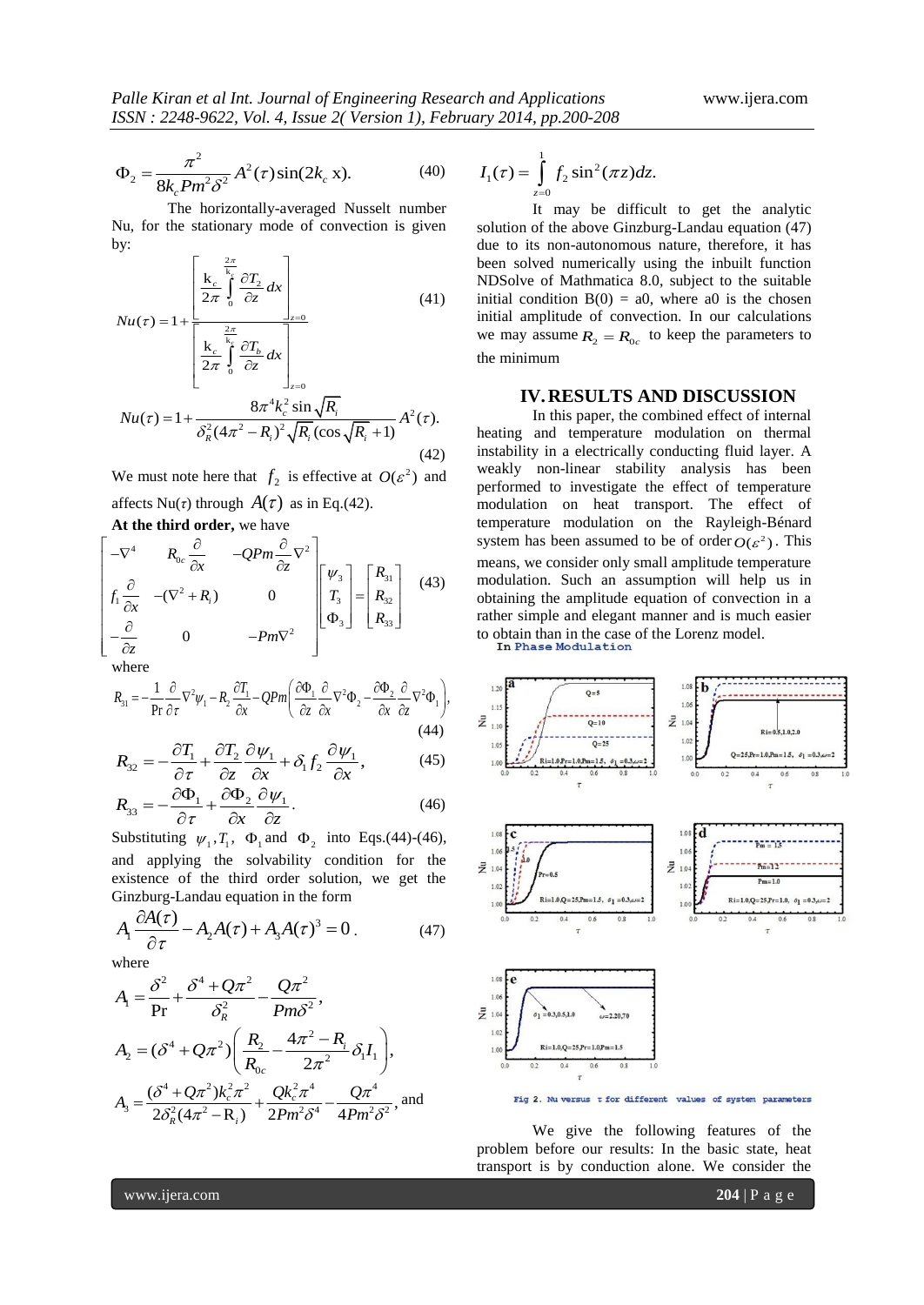$$\Phi_2 = \frac{\pi^2}{8k_c Pm^2 \delta^2} A^2(\tau)\sin(2k_c\,x). \tag{40}$$

The horizontally-averaged Nusselt number Nu, for the stationary mode of convection is given by:

$$Nu(\tau) = 1 + \frac{\left[\frac{k_c}{2\pi}\int_0^{\frac{2\pi}{k_c}} \frac{\partial T_2}{\partial z}dx\right]_{z=0}}{\left[\frac{k_c}{2\pi}\int_0^{\frac{2\pi}{k_c}} \frac{\partial T_b}{\partial z}dx\right]_{z=0}} \tag{41}$$

$$Nu(\tau) = 1 + \frac{8\pi^4 k_c^2 \sin\sqrt{R_i}}{\delta_R^2 (4\pi^2 - R_i)^2 \sqrt{R_i}(\cos\sqrt{R_i}+1)} A^2(\tau). \tag{42}$$

We must note here that $f_2$ is effective at $O(\varepsilon^2)$ and affects Nu($\tau$) through $A(\tau)$ as in Eq.(42).

**At the third order,** we have

$$\begin{bmatrix} -\nabla^4 & R_{0c}\frac{\partial}{\partial x} & -QPm\frac{\partial}{\partial z}\nabla^2 \\ f_1\frac{\partial}{\partial x} & -(\nabla^2 + R_i) & 0 \\ -\frac{\partial}{\partial z} & 0 & -Pm\nabla^2 \end{bmatrix} \begin{bmatrix} \psi_3 \\ T_3 \\ \Phi_3 \end{bmatrix} = \begin{bmatrix} R_{31} \\ R_{32} \\ R_{33} \end{bmatrix} \tag{43}$$

where

$$R_{31} = -\frac{1}{\Pr}\frac{\partial}{\partial \tau}\nabla^2\psi_1 - R_2\frac{\partial T_1}{\partial x} - QPm\left(\frac{\partial \Phi_1}{\partial z}\frac{\partial}{\partial x}\nabla^2\Phi_2 - \frac{\partial \Phi_2}{\partial x}\frac{\partial}{\partial z}\nabla^2\Phi_1\right), \tag{44}$$

$$R_{32} = -\frac{\partial T_1}{\partial \tau} + \frac{\partial T_2}{\partial z}\frac{\partial \psi_1}{\partial x} + \delta_1 f_2 \frac{\partial \psi_1}{\partial x}, \tag{45}$$

$$R_{33} = -\frac{\partial \Phi_1}{\partial \tau} + \frac{\partial \Phi_2}{\partial x}\frac{\partial \psi_1}{\partial z}. \tag{46}$$

Substituting $\psi_1, T_1, \Phi_1$ and $\Phi_2$ into Eqs.(44)-(46), and applying the solvability condition for the existence of the third order solution, we get the Ginzburg-Landau equation in the form

$$A_1\frac{\partial A(\tau)}{\partial \tau} - A_2 A(\tau) + A_3 A(\tau)^3 = 0. \tag{47}$$

where

$$A_1 = \frac{\delta^2}{\Pr} + \frac{\delta^4 + Q\pi^2}{\delta_R^2} - \frac{Q\pi^2}{Pm\delta^2},$$

$$A_2 = (\delta^4 + Q\pi^2)\left(\frac{R_2}{R_{0c}} - \frac{4\pi^2 - R_i}{2\pi^2}\delta_1 I_1\right),$$

$$A_3 = \frac{(\delta^4 + Q\pi^2)k_c^2\pi^2}{2\delta_R^2(4\pi^2 - R_i)} + \frac{Qk_c^2\pi^4}{2Pm^2\delta^4} - \frac{Q\pi^4}{4Pm^2\delta^2}, \text{ and}$$

$$I_1(\tau) = \int_{z=0}^{1} f_2 \sin^2(\pi z)dz.$$

It may be difficult to get the analytic solution of the above Ginzburg-Landau equation (47) due to its non-autonomous nature, therefore, it has been solved numerically using the inbuilt function NDSolve of Mathmatica 8.0, subject to the suitable initial condition B(0) = a0, where a0 is the chosen initial amplitude of convection. In our calculations we may assume $R_2 = R_{0c}$ to keep the parameters to the minimum

## IV. RESULTS AND DISCUSSION

In this paper, the combined effect of internal heating and temperature modulation on thermal instability in a electrically conducting fluid layer. A weakly non-linear stability analysis has been performed to investigate the effect of temperature modulation on heat transport. The effect of temperature modulation on the Rayleigh-Bénard system has been assumed to be of order $O(\varepsilon^2)$. This means, we consider only small amplitude temperature modulation. Such an assumption will help us in obtaining the amplitude equation of convection in a rather simple and elegant manner and is much easier to obtain than in the case of the Lorenz model.

In Phase Modulation

Fig 2. Nu versus τ for different values of system parameters

We give the following features of the problem before our results: In the basic state, heat transport is by conduction alone. We consider the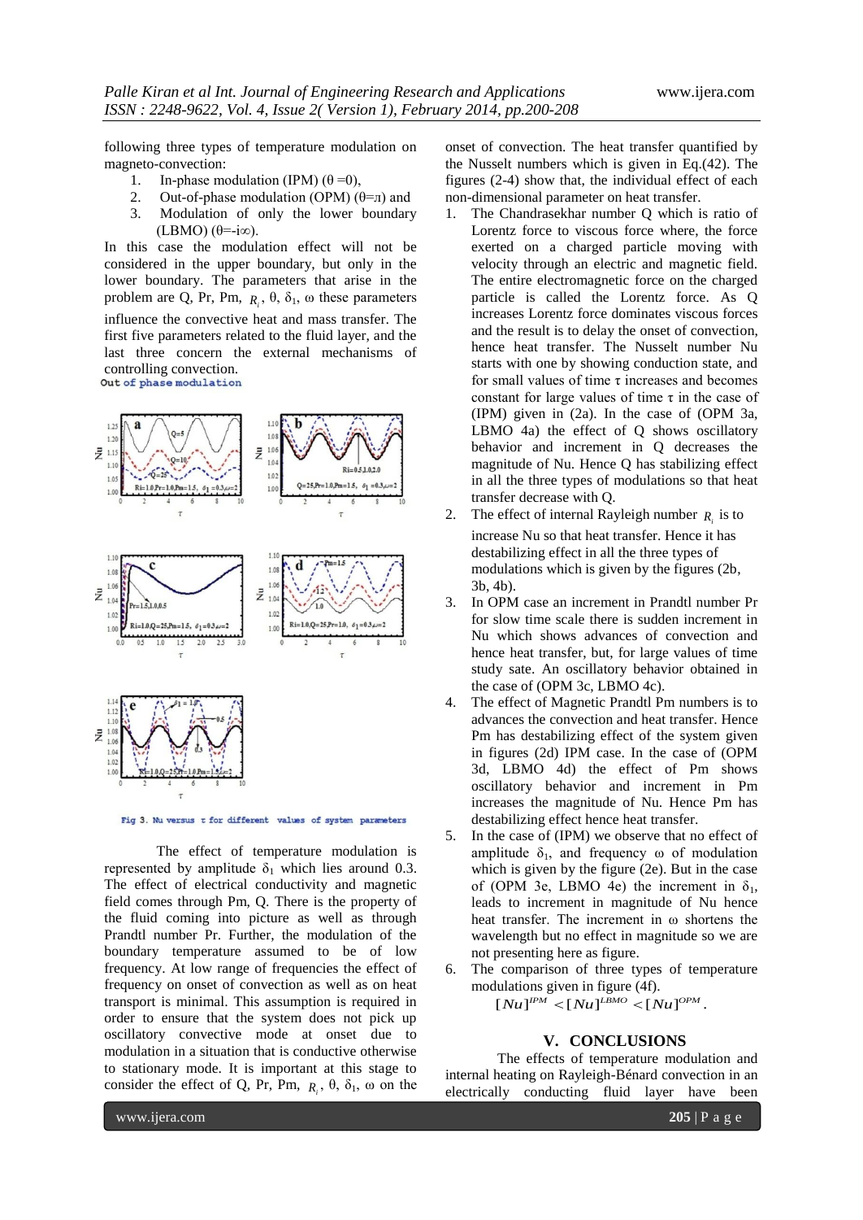following three types of temperature modulation on magneto-convection:

1. In-phase modulation (IPM) ($\theta$ =0),
2. Out-of-phase modulation (OPM) ($\theta$=$\pi$) and
3. Modulation of only the lower boundary (LBMO) ($\theta$=-i$\infty$).

In this case the modulation effect will not be considered in the upper boundary, but only in the lower boundary. The parameters that arise in the problem are Q, Pr, Pm, $R_i$, $\theta$, $\delta_1$, $\omega$ these parameters influence the convective heat and mass transfer. The first five parameters related to the fluid layer, and the last three concern the external mechanisms of controlling convection.

Out of phase modulation

Fig 3. Nu versus $\tau$ for different values of system parameters

The effect of temperature modulation is represented by amplitude $\delta_1$ which lies around 0.3. The effect of electrical conductivity and magnetic field comes through Pm, Q. There is the property of the fluid coming into picture as well as through Prandtl number Pr. Further, the modulation of the boundary temperature assumed to be of low frequency. At low range of frequencies the effect of frequency on onset of convection as well as on heat transport is minimal. This assumption is required in order to ensure that the system does not pick up oscillatory convective mode at onset due to modulation in a situation that is conductive otherwise to stationary mode. It is important at this stage to consider the effect of Q, Pr, Pm, $R_i$, $\theta$, $\delta_1$, $\omega$ on the onset of convection. The heat transfer quantified by the Nusselt numbers which is given in Eq.(42). The figures (2-4) show that, the individual effect of each non-dimensional parameter on heat transfer.

1. The Chandrasekhar number Q which is ratio of Lorentz force to viscous force where, the force exerted on a charged particle moving with velocity through an electric and magnetic field. The entire electromagnetic force on the charged particle is called the Lorentz force. As Q increases Lorentz force dominates viscous forces and the result is to delay the onset of convection, hence heat transfer. The Nusselt number Nu starts with one by showing conduction state, and for small values of time $\tau$ increases and becomes constant for large values of time $\tau$ in the case of (IPM) given in (2a). In the case of (OPM 3a, LBMO 4a) the effect of Q shows oscillatory behavior and increment in Q decreases the magnitude of Nu. Hence Q has stabilizing effect in all the three types of modulations so that heat transfer decrease with Q.
2. The effect of internal Rayleigh number $R_i$ is to increase Nu so that heat transfer. Hence it has destabilizing effect in all the three types of modulations which is given by the figures (2b, 3b, 4b).
3. In OPM case an increment in Prandtl number Pr for slow time scale there is sudden increment in Nu which shows advances of convection and hence heat transfer, but, for large values of time study sate. An oscillatory behavior obtained in the case of (OPM 3c, LBMO 4c).
4. The effect of Magnetic Prandtl Pm numbers is to advances the convection and heat transfer. Hence Pm has destabilizing effect of the system given in figures (2d) IPM case. In the case of (OPM 3d, LBMO 4d) the effect of Pm shows oscillatory behavior and increment in Pm increases the magnitude of Nu. Hence Pm has destabilizing effect hence heat transfer.
5. In the case of (IPM) we observe that no effect of amplitude $\delta_1$, and frequency $\omega$ of modulation which is given by the figure (2e). But in the case of (OPM 3e, LBMO 4e) the increment in $\delta_1$, leads to increment in magnitude of Nu hence heat transfer. The increment in $\omega$ shortens the wavelength but no effect in magnitude so we are not presenting here as figure.
6. The comparison of three types of temperature modulations given in figure (4f).

$$[Nu]^{IPM} < [Nu]^{LBMO} < [Nu]^{OPM}.$$

## V. CONCLUSIONS

The effects of temperature modulation and internal heating on Rayleigh-Bénard convection in an electrically conducting fluid layer have been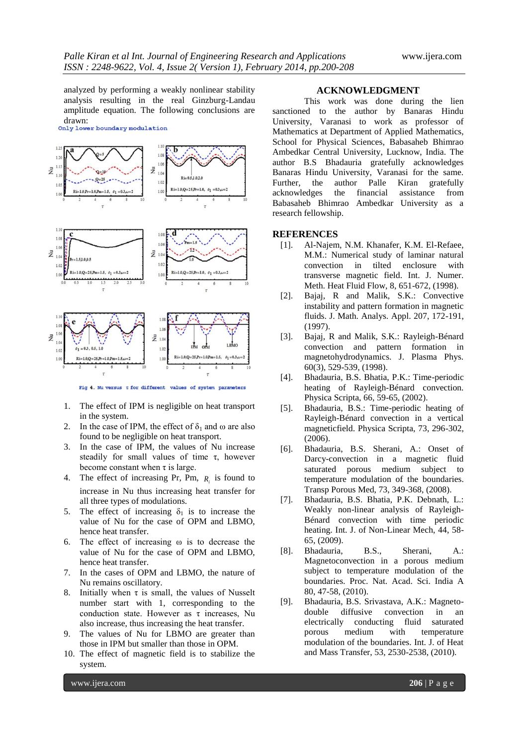analyzed by performing a weakly nonlinear stability analysis resulting in the real Ginzburg-Landau amplitude equation. The following conclusions are drawn:

Only lower boundary modulation

Fig 4. Nu versus τ for different values of system parameters

1. The effect of IPM is negligible on heat transport in the system.
2. In the case of IPM, the effect of $\delta_1$ and ω are also found to be negligible on heat transport.
3. In the case of IPM, the values of Nu increase steadily for small values of time τ, however become constant when τ is large.
4. The effect of increasing Pr, Pm, $R_i$ is found to increase in Nu thus increasing heat transfer for all three types of modulations.
5. The effect of increasing $\delta_1$ is to increase the value of Nu for the case of OPM and LBMO, hence heat transfer.
6. The effect of increasing ω is to decrease the value of Nu for the case of OPM and LBMO, hence heat transfer.
7. In the cases of OPM and LBMO, the nature of Nu remains oscillatory.
8. Initially when τ is small, the values of Nusselt number start with 1, corresponding to conduction state. However as τ increases, Nu also increase, thus increasing the heat transfer.
9. The values of Nu for LBMO are greater than those in IPM but smaller than those in OPM.
10. The effect of magnetic field is to stabilize the system.

## ACKNOWLEDGMENT

This work was done during the lien sanctioned to the author by Banaras Hindu University, Varanasi to work as professor of Mathematics at Department of Applied Mathematics, School for Physical Sciences, Babasaheb Bhimrao Ambedkar Central University, Lucknow, India. The author B.S Bhadauria gratefully acknowledges Banaras Hindu University, Varanasi for the same. Further, the author Palle Kiran gratefully acknowledges the financial assistance from Babasaheb Bhimrao Ambedkar University as a research fellowship.

## REFERENCES

[1]. Al-Najem, N.M. Khanafer, K.M. El-Refaee, M.M.: Numerical study of laminar natural convection in tilted enclosure with transverse magnetic field. Int. J. Numer. Meth. Heat Fluid Flow, 8, 651-672, (1998).

[2]. Bajaj, R and Malik, S.K.: Convective instability and pattern formation in magnetic fluids. J. Math. Analys. Appl. 207, 172-191, (1997).

[3]. Bajaj, R and Malik, S.K.: Rayleigh-Bénard convection and pattern formation in magnetohydrodynamics. J. Plasma Phys. 60(3), 529-539, (1998).

[4]. Bhadauria, B.S. Bhatia, P.K.: Time-periodic heating of Rayleigh-Bénard convection. Physica Scripta, 66, 59-65, (2002).

[5]. Bhadauria, B.S.: Time-periodic heating of Rayleigh-Bénard convection in a vertical magneticfield. Physica Scripta, 73, 296-302, (2006).

[6]. Bhadauria, B.S. Sherani, A.: Onset of Darcy-convection in a magnetic fluid saturated porous medium subject to temperature modulation of the boundaries. Transp Porous Med, 73, 349-368, (2008).

[7]. Bhadauria, B.S. Bhatia, P.K. Debnath, L.: Weakly non-linear analysis of Rayleigh-Bénard convection with time periodic heating. Int. J. of Non-Linear Mech, 44, 58-65, (2009).

[8]. Bhadauria, B.S., Sherani, A.: Magnetoconvection in a porous medium subject to temperature modulation of the boundaries. Proc. Nat. Acad. Sci. India A 80, 47-58, (2010).

[9]. Bhadauria, B.S. Srivastava, A.K.: Magneto-double diffusive convection in an electrically conducting fluid saturated porous medium with temperature modulation of the boundaries. Int. J. of Heat and Mass Transfer, 53, 2530-2538, (2010).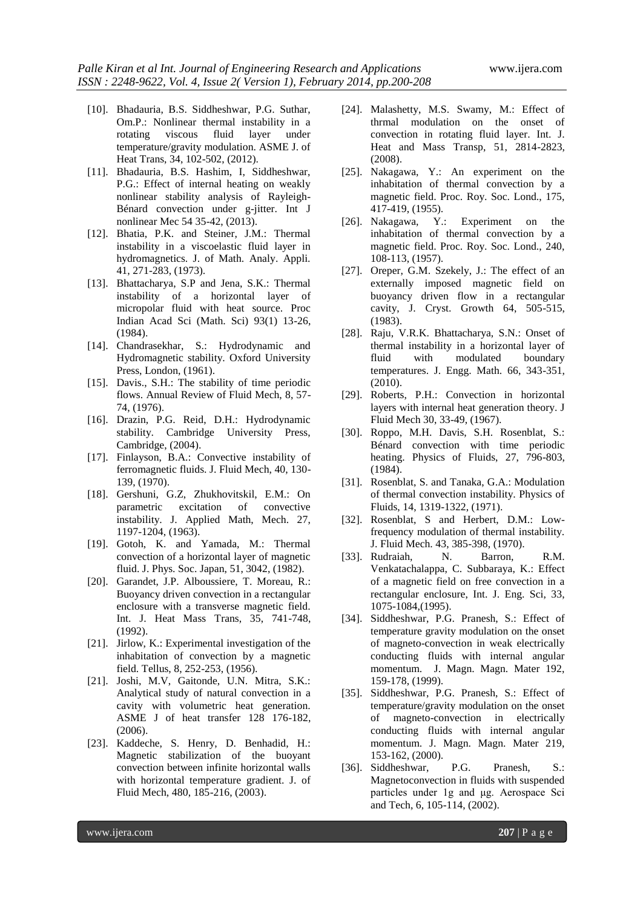- [10]. Bhadauria, B.S. Siddheshwar, P.G. Suthar, Om.P.: Nonlinear thermal instability in a rotating viscous fluid layer under temperature/gravity modulation. ASME J. of Heat Trans, 34, 102-502, (2012).
- [11]. Bhadauria, B.S. Hashim, I, Siddheshwar, P.G.: Effect of internal heating on weakly nonlinear stability analysis of Rayleigh-Bénard convection under g-jitter. Int J nonlinear Mec 54 35-42, (2013).
- [12]. Bhatia, P.K. and Steiner, J.M.: Thermal instability in a viscoelastic fluid layer in hydromagnetics. J. of Math. Analy. Appli. 41, 271-283, (1973).
- [13]. Bhattacharya, S.P and Jena, S.K.: Thermal instability of a horizontal layer of micropolar fluid with heat source. Proc Indian Acad Sci (Math. Sci) 93(1) 13-26, (1984).
- [14]. Chandrasekhar, S.: Hydrodynamic and Hydromagnetic stability. Oxford University Press, London, (1961).
- [15]. Davis., S.H.: The stability of time periodic flows. Annual Review of Fluid Mech, 8, 57-74, (1976).
- [16]. Drazin, P.G. Reid, D.H.: Hydrodynamic stability. Cambridge University Press, Cambridge, (2004).
- [17]. Finlayson, B.A.: Convective instability of ferromagnetic fluids. J. Fluid Mech, 40, 130-139, (1970).
- [18]. Gershuni, G.Z, Zhukhovitskil, E.M.: On parametric excitation of convective instability. J. Applied Math, Mech. 27, 1197-1204, (1963).
- [19]. Gotoh, K. and Yamada, M.: Thermal convection of a horizontal layer of magnetic fluid. J. Phys. Soc. Japan, 51, 3042, (1982).
- [20]. Garandet, J.P. Alboussiere, T. Moreau, R.: Buoyancy driven convection in a rectangular enclosure with a transverse magnetic field. Int. J. Heat Mass Trans, 35, 741-748, (1992).
- [21]. Jirlow, K.: Experimental investigation of the inhabitation of convection by a magnetic field. Tellus, 8, 252-253, (1956).
- [21]. Joshi, M.V, Gaitonde, U.N. Mitra, S.K.: Analytical study of natural convection in a cavity with volumetric heat generation. ASME J of heat transfer 128 176-182, (2006).
- [23]. Kaddeche, S. Henry, D. Benhadid, H.: Magnetic stabilization of the buoyant convection between infinite horizontal walls with horizontal temperature gradient. J. of Fluid Mech, 480, 185-216, (2003).
- [24]. Malashetty, M.S. Swamy, M.: Effect of thrmal modulation on the onset of convection in rotating fluid layer. Int. J. Heat and Mass Transp, 51, 2814-2823, (2008).
- [25]. Nakagawa, Y.: An experiment on the inhabitation of thermal convection by a magnetic field. Proc. Roy. Soc. Lond., 175, 417-419, (1955).
- [26]. Nakagawa, Y.: Experiment on the inhabitation of thermal convection by a magnetic field. Proc. Roy. Soc. Lond., 240, 108-113, (1957).
- [27]. Oreper, G.M. Szekely, J.: The effect of an externally imposed magnetic field on buoyancy driven flow in a rectangular cavity, J. Cryst. Growth 64, 505-515, (1983).
- [28]. Raju, V.R.K. Bhattacharya, S.N.: Onset of thermal instability in a horizontal layer of fluid with modulated boundary temperatures. J. Engg. Math. 66, 343-351, (2010).
- [29]. Roberts, P.H.: Convection in horizontal layers with internal heat generation theory. J Fluid Mech 30, 33-49, (1967).
- [30]. Roppo, M.H. Davis, S.H. Rosenblat, S.: Bénard convection with time periodic heating. Physics of Fluids, 27, 796-803, (1984).
- [31]. Rosenblat, S. and Tanaka, G.A.: Modulation of thermal convection instability. Physics of Fluids, 14, 1319-1322, (1971).
- [32]. Rosenblat, S and Herbert, D.M.: Low-frequency modulation of thermal instability. J. Fluid Mech. 43, 385-398, (1970).
- [33]. Rudraiah, N. Barron, R.M. Venkatachalappa, C. Subbaraya, K.: Effect of a magnetic field on free convection in a rectangular enclosure, Int. J. Eng. Sci, 33, 1075-1084,(1995).
- [34]. Siddheshwar, P.G. Pranesh, S.: Effect of temperature gravity modulation on the onset of magneto-convection in weak electrically conducting fluids with internal angular momentum. J. Magn. Magn. Mater 192, 159-178, (1999).
- [35]. Siddheshwar, P.G. Pranesh, S.: Effect of temperature/gravity modulation on the onset of magneto-convection in electrically conducting fluids with internal angular momentum. J. Magn. Magn. Mater 219, 153-162, (2000).
- [36]. Siddheshwar, P.G. Pranesh, S.: Magnetoconvection in fluids with suspended particles under 1g and μg. Aerospace Sci and Tech, 6, 105-114, (2002).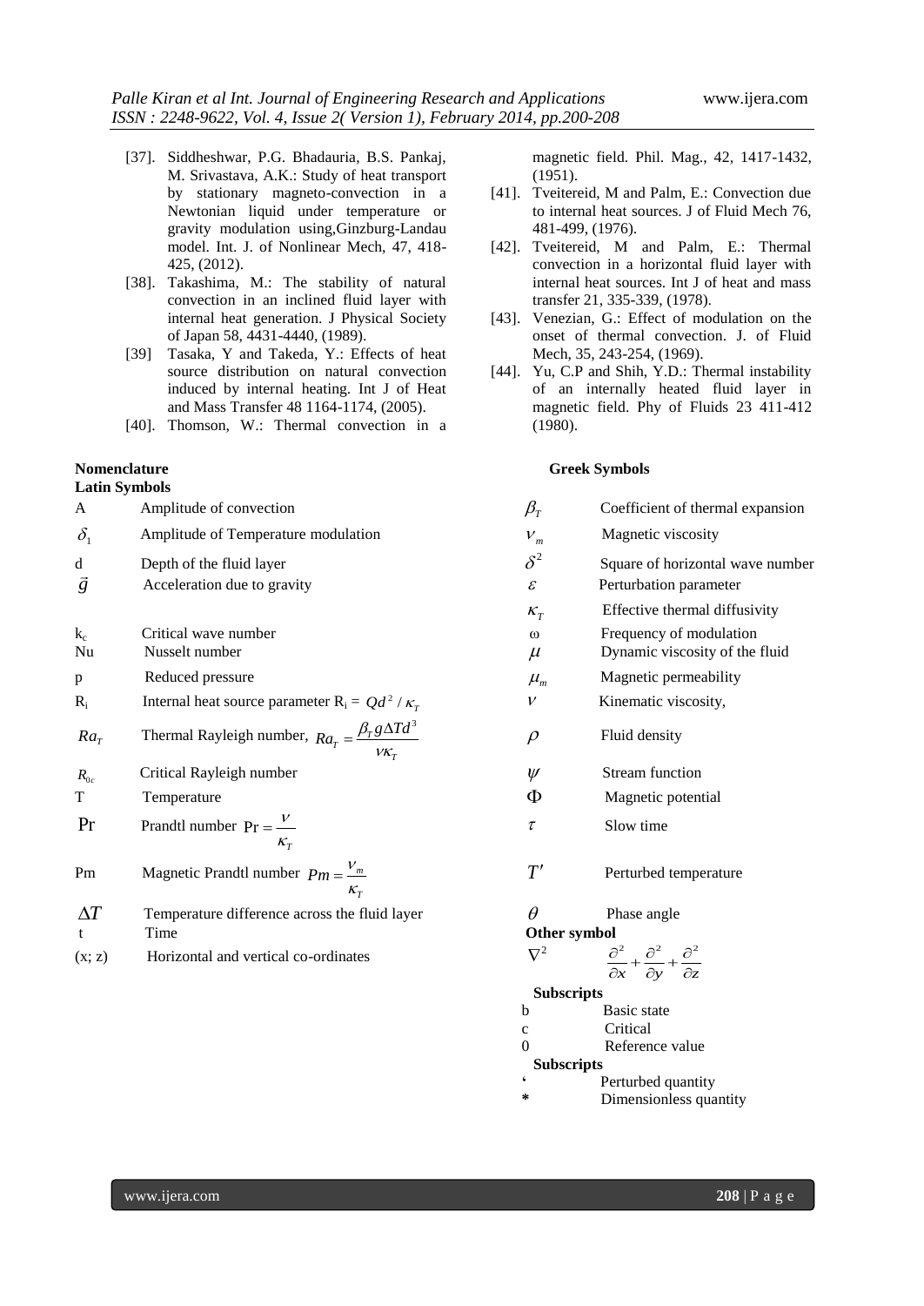[37]. Siddheshwar, P.G. Bhadauria, B.S. Pankaj, M. Srivastava, A.K.: Study of heat transport by stationary magneto-convection in a Newtonian liquid under temperature or gravity modulation using,Ginzburg-Landau model. Int. J. of Nonlinear Mech, 47, 418-425, (2012).

[38]. Takashima, M.: The stability of natural convection in an inclined fluid layer with internal heat generation. J Physical Society of Japan 58, 4431-4440, (1989).

[39] Tasaka, Y and Takeda, Y.: Effects of heat source distribution on natural convection induced by internal heating. Int J of Heat and Mass Transfer 48 1164-1174, (2005).

[40]. Thomson, W.: Thermal convection in a magnetic field. Phil. Mag., 42, 1417-1432, (1951).

[41]. Tveitereid, M and Palm, E.: Convection due to internal heat sources. J of Fluid Mech 76, 481-499, (1976).

[42]. Tveitereid, M and Palm, E.: Thermal convection in a horizontal fluid layer with internal heat sources. Int J of heat and mass transfer 21, 335-339, (1978).

[43]. Venezian, G.: Effect of modulation on the onset of thermal convection. J. of Fluid Mech, 35, 243-254, (1969).

[44]. Yu, C.P and Shih, Y.D.: Thermal instability of an internally heated fluid layer in magnetic field. Phy of Fluids 23 411-412 (1980).

## Nomenclature

**Latin Symbols**

| | |
|---|---|
| A | Amplitude of convection |
| $\delta_1$ | Amplitude of Temperature modulation |
| d | Depth of the fluid layer |
| $\vec{g}$ | Acceleration due to gravity |
| $k_c$ | Critical wave number |
| Nu | Nusselt number |
| p | Reduced pressure |
| $R_i$ | Internal heat source parameter $R_i = Qd^2/\kappa_T$ |
| $Ra_T$ | Thermal Rayleigh number, $Ra_T = \dfrac{\beta_T g \Delta T d^3}{\nu \kappa_T}$ |
| $R_{0c}$ | Critical Rayleigh number |
| T | Temperature |
| Pr | Prandtl number $\Pr = \dfrac{\nu}{\kappa_T}$ |
| Pm | Magnetic Prandtl number $Pm = \dfrac{\nu_m}{\kappa_T}$ |
| $\Delta T$ | Temperature difference across the fluid layer |
| t | Time |
| (x; z) | Horizontal and vertical co-ordinates |

**Greek Symbols**

| | |
|---|---|
| $\beta_T$ | Coefficient of thermal expansion |
| $\nu_m$ | Magnetic viscosity |
| $\delta^2$ | Square of horizontal wave number |
| $\varepsilon$ | Perturbation parameter |
| $\kappa_T$ | Effective thermal diffusivity |
| ω | Frequency of modulation |
| $\mu$ | Dynamic viscosity of the fluid |
| $\mu_m$ | Magnetic permeability |
| $\nu$ | Kinematic viscosity, |
| $\rho$ | Fluid density |
| $\psi$ | Stream function |
| $\Phi$ | Magnetic potential |
| $\tau$ | Slow time |
| $T'$ | Perturbed temperature |
| $\theta$ | Phase angle |

**Other symbol**

| | |
|---|---|
| $\nabla^2$ | $\dfrac{\partial^2}{\partial x} + \dfrac{\partial^2}{\partial y} + \dfrac{\partial^2}{\partial z}$ |

**Subscripts**

| | |
|---|---|
| b | Basic state |
| c | Critical |
| 0 | Reference value |

**Subscripts**

| | |
|---|---|
| ‘ | Perturbed quantity |
| * | Dimensionless quantity |